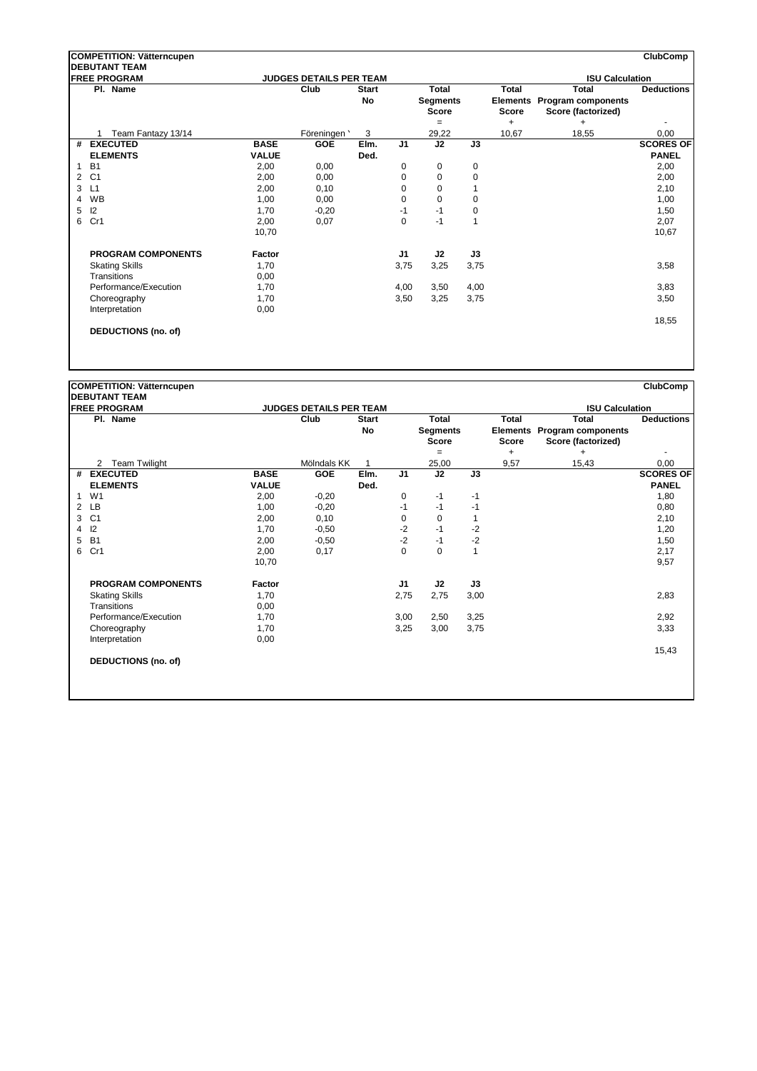**COMPETITION: Vätterncupen** | **ClubComp**

**DEBUTANT TEAM**

**FREE PROGRAM** | **JUDGES DETAILS PER TEAM** | **ISU Calculation**

| Pl. | Name | Club | Start No | Total Segments Score = | Total Elements Score + | Total Program components Score (factorized) + | Deductions - |
|---|---|---|---|---|---|---|---|
| 1 | Team Fantazy 13/14 | Föreningen ' | 3 | 29,22 | 10,67 | 18,55 | 0,00 |

| # | EXECUTED ELEMENTS | BASE VALUE | GOE | Elm. Ded. | J1 | J2 | J3 | SCORES OF PANEL |
|---|---|---|---|---|---|---|---|---|
| 1 | B1 | 2,00 | 0,00 | | 0 | 0 | 0 | 2,00 |
| 2 | C1 | 2,00 | 0,00 | | 0 | 0 | 0 | 2,00 |
| 3 | L1 | 2,00 | 0,10 | | 0 | 0 | 1 | 2,10 |
| 4 | WB | 1,00 | 0,00 | | 0 | 0 | 0 | 1,00 |
| 5 | I2 | 1,70 | -0,20 | | -1 | -1 | 0 | 1,50 |
| 6 | Cr1 | 2,00 | 0,07 | | 0 | -1 | 1 | 2,07 |
| | | 10,70 | | | | | | 10,67 |

| PROGRAM COMPONENTS | Factor | J1 | J2 | J3 | |
|---|---|---|---|---|---|
| Skating Skills | 1,70 | 3,75 | 3,25 | 3,75 | 3,58 |
| Transitions | 0,00 | | | | |
| Performance/Execution | 1,70 | 4,00 | 3,50 | 4,00 | 3,83 |
| Choreography | 1,70 | 3,50 | 3,25 | 3,75 | 3,50 |
| Interpretation | 0,00 | | | | |
| | | | | | 18,55 |

**DEDUCTIONS (no. of)**

---

**COMPETITION: Vätterncupen** | **ClubComp**

**DEBUTANT TEAM**

**FREE PROGRAM** | **JUDGES DETAILS PER TEAM** | **ISU Calculation**

| Pl. | Name | Club | Start No | Total Segments Score = | Total Elements Score + | Total Program components Score (factorized) + | Deductions - |
|---|---|---|---|---|---|---|---|
| 2 | Team Twilight | Mölndals KK | 1 | 25,00 | 9,57 | 15,43 | 0,00 |

| # | EXECUTED ELEMENTS | BASE VALUE | GOE | Elm. Ded. | J1 | J2 | J3 | SCORES OF PANEL |
|---|---|---|---|---|---|---|---|---|
| 1 | W1 | 2,00 | -0,20 | | 0 | -1 | -1 | 1,80 |
| 2 | LB | 1,00 | -0,20 | | -1 | -1 | -1 | 0,80 |
| 3 | C1 | 2,00 | 0,10 | | 0 | 0 | 1 | 2,10 |
| 4 | I2 | 1,70 | -0,50 | | -2 | -1 | -2 | 1,20 |
| 5 | B1 | 2,00 | -0,50 | | -2 | -1 | -2 | 1,50 |
| 6 | Cr1 | 2,00 | 0,17 | | 0 | 0 | 1 | 2,17 |
| | | 10,70 | | | | | | 9,57 |

| PROGRAM COMPONENTS | Factor | J1 | J2 | J3 | |
|---|---|---|---|---|---|
| Skating Skills | 1,70 | 2,75 | 2,75 | 3,00 | 2,83 |
| Transitions | 0,00 | | | | |
| Performance/Execution | 1,70 | 3,00 | 2,50 | 3,25 | 2,92 |
| Choreography | 1,70 | 3,25 | 3,00 | 3,75 | 3,33 |
| Interpretation | 0,00 | | | | |
| | | | | | 15,43 |

**DEDUCTIONS (no. of)**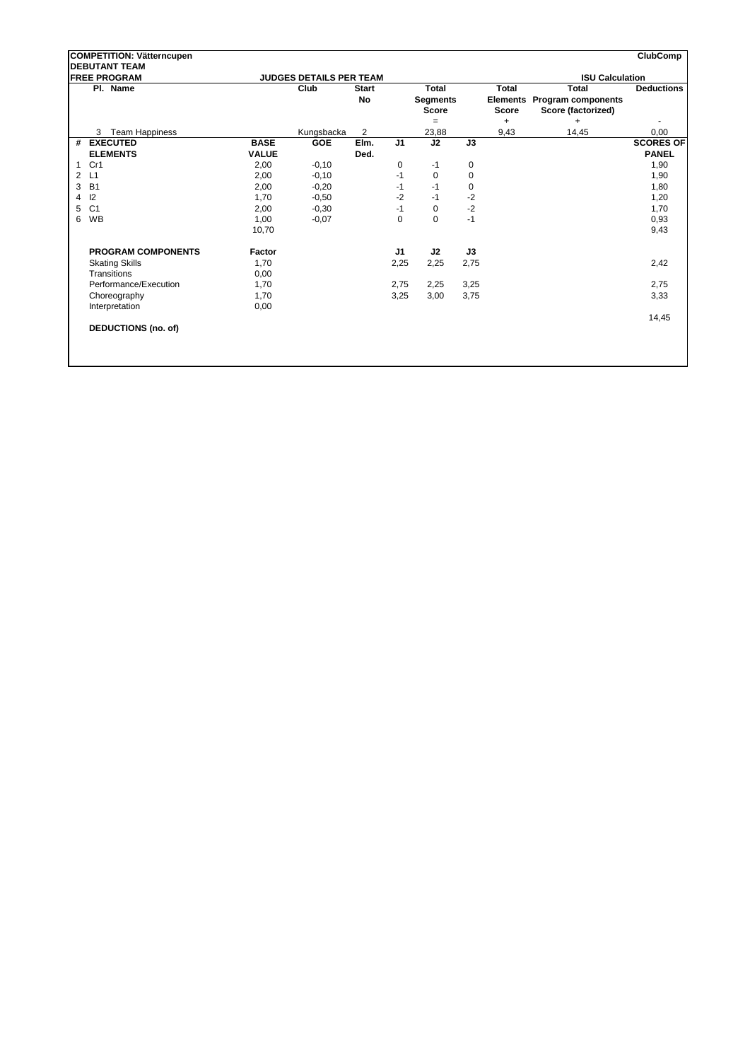**COMPETITION: Vätterncupen** **ClubComp**

**DEBUTANT TEAM**

**FREE PROGRAM** **JUDGES DETAILS PER TEAM** **ISU Calculation**

| Pl. | Name | Club | Start No | Total Segments Score | Total Elements Score | Total Program components Score (factorized) | Deductions |
|---|---|---|---|---|---|---|---|
| | | | | = | + | + | - |
| 3 | Team Happiness | Kungsbacka | 2 | 23,88 | 9,43 | 14,45 | 0,00 |

| # | EXECUTED ELEMENTS | BASE VALUE | GOE | Elm. Ded. | J1 | J2 | J3 | SCORES OF PANEL |
|---|---|---|---|---|---|---|---|---|
| 1 | Cr1 | 2,00 | -0,10 | | 0 | -1 | 0 | 1,90 |
| 2 | L1 | 2,00 | -0,10 | | -1 | 0 | 0 | 1,90 |
| 3 | B1 | 2,00 | -0,20 | | -1 | -1 | 0 | 1,80 |
| 4 | I2 | 1,70 | -0,50 | | -2 | -1 | -2 | 1,20 |
| 5 | C1 | 2,00 | -0,30 | | -1 | 0 | -2 | 1,70 |
| 6 | WB | 1,00 | -0,07 | | 0 | 0 | -1 | 0,93 |
| | | 10,70 | | | | | | 9,43 |

| PROGRAM COMPONENTS | Factor | J1 | J2 | J3 | |
|---|---|---|---|---|---|
| Skating Skills | 1,70 | 2,25 | 2,25 | 2,75 | 2,42 |
| Transitions | 0,00 | | | | |
| Performance/Execution | 1,70 | 2,75 | 2,25 | 3,25 | 2,75 |
| Choreography | 1,70 | 3,25 | 3,00 | 3,75 | 3,33 |
| Interpretation | 0,00 | | | | |
| | | | | | 14,45 |

**DEDUCTIONS (no. of)**